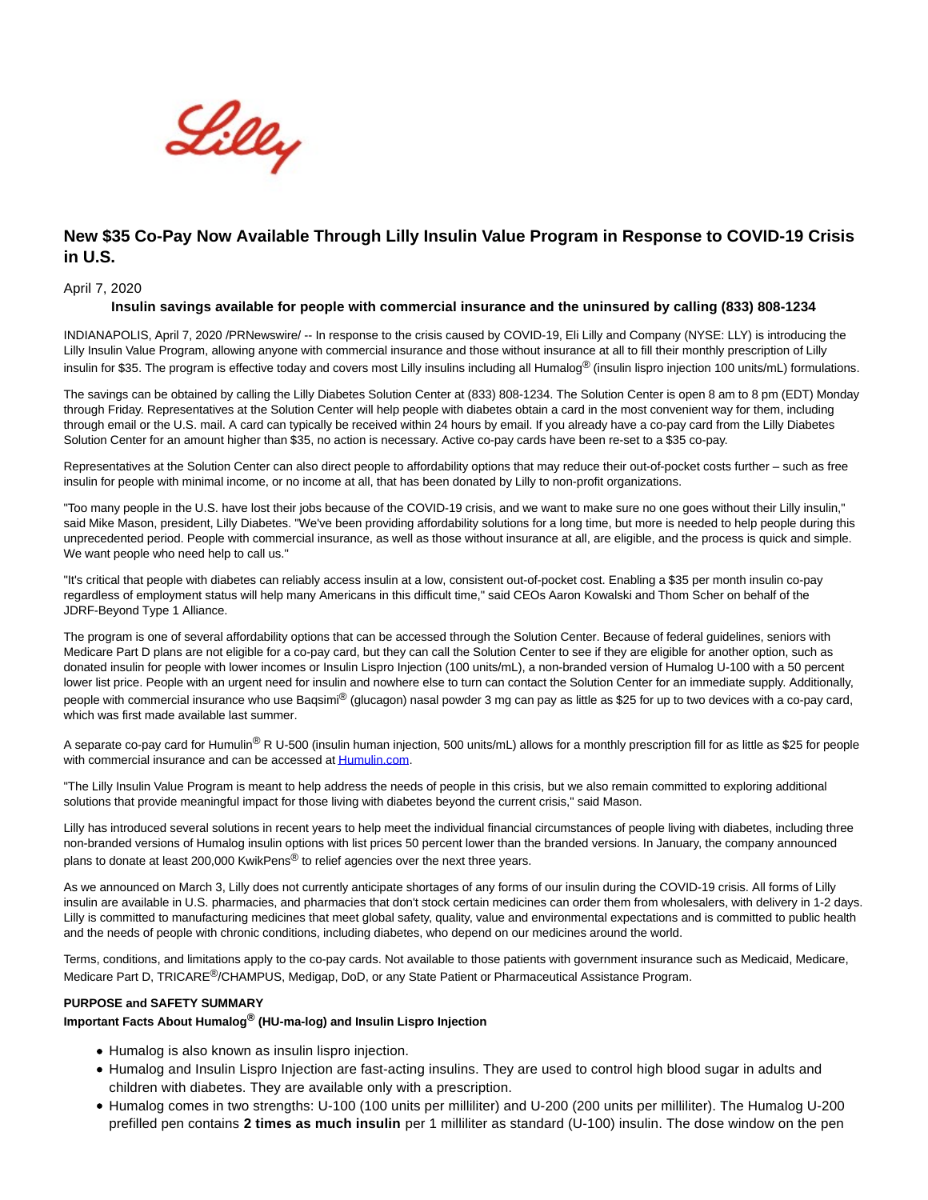# New $35 Co-Pay Now Available Through Lilly Insulin Value Program in Response to COVID-19 Crisis in U.S.

April 7, 2020

**Insulin savings available for people with commercial insurance and the uninsured by calling (833) 808-1234**

INDIANAPOLIS, April 7, 2020 /PRNewswire/ -- In response to the crisis caused by COVID-19, Eli Lilly and Company (NYSE: LLY) is introducing the Lilly Insulin Value Program, allowing anyone with commercial insurance and those without insurance at all to fill their monthly prescription of Lilly insulin for $35. The program is effective today and covers most Lilly insulins including all Humalog® (insulin lispro injection 100 units/mL) formulations.

The savings can be obtained by calling the Lilly Diabetes Solution Center at (833) 808-1234. The Solution Center is open 8 am to 8 pm (EDT) Monday through Friday. Representatives at the Solution Center will help people with diabetes obtain a card in the most convenient way for them, including through email or the U.S. mail. A card can typically be received within 24 hours by email. If you already have a co-pay card from the Lilly Diabetes Solution Center for an amount higher than $35, no action is necessary. Active co-pay cards have been re-set to a $35 co-pay.

Representatives at the Solution Center can also direct people to affordability options that may reduce their out-of-pocket costs further – such as free insulin for people with minimal income, or no income at all, that has been donated by Lilly to non-profit organizations.

"Too many people in the U.S. have lost their jobs because of the COVID-19 crisis, and we want to make sure no one goes without their Lilly insulin," said Mike Mason, president, Lilly Diabetes. "We've been providing affordability solutions for a long time, but more is needed to help people during this unprecedented period. People with commercial insurance, as well as those without insurance at all, are eligible, and the process is quick and simple. We want people who need help to call us."

"It's critical that people with diabetes can reliably access insulin at a low, consistent out-of-pocket cost. Enabling a $35 per month insulin co-pay regardless of employment status will help many Americans in this difficult time," said CEOs Aaron Kowalski and Thom Scher on behalf of the JDRF-Beyond Type 1 Alliance.

The program is one of several affordability options that can be accessed through the Solution Center. Because of federal guidelines, seniors with Medicare Part D plans are not eligible for a co-pay card, but they can call the Solution Center to see if they are eligible for another option, such as donated insulin for people with lower incomes or Insulin Lispro Injection (100 units/mL), a non-branded version of Humalog U-100 with a 50 percent lower list price. People with an urgent need for insulin and nowhere else to turn can contact the Solution Center for an immediate supply. Additionally, people with commercial insurance who use Baqsimi® (glucagon) nasal powder 3 mg can pay as little as $25 for up to two devices with a co-pay card, which was first made available last summer.

A separate co-pay card for Humulin® R U-500 (insulin human injection, 500 units/mL) allows for a monthly prescription fill for as little as $25 for people with commercial insurance and can be accessed at Humulin.com.

"The Lilly Insulin Value Program is meant to help address the needs of people in this crisis, but we also remain committed to exploring additional solutions that provide meaningful impact for those living with diabetes beyond the current crisis," said Mason.

Lilly has introduced several solutions in recent years to help meet the individual financial circumstances of people living with diabetes, including three non-branded versions of Humalog insulin options with list prices 50 percent lower than the branded versions. In January, the company announced plans to donate at least 200,000 KwikPens® to relief agencies over the next three years.

As we announced on March 3, Lilly does not currently anticipate shortages of any forms of our insulin during the COVID-19 crisis. All forms of Lilly insulin are available in U.S. pharmacies, and pharmacies that don't stock certain medicines can order them from wholesalers, with delivery in 1-2 days. Lilly is committed to manufacturing medicines that meet global safety, quality, value and environmental expectations and is committed to public health and the needs of people with chronic conditions, including diabetes, who depend on our medicines around the world.

Terms, conditions, and limitations apply to the co-pay cards. Not available to those patients with government insurance such as Medicaid, Medicare, Medicare Part D, TRICARE®/CHAMPUS, Medigap, DoD, or any State Patient or Pharmaceutical Assistance Program.

**PURPOSE and SAFETY SUMMARY**

**Important Facts About Humalog® (HU-ma-log) and Insulin Lispro Injection**

- Humalog is also known as insulin lispro injection.
- Humalog and Insulin Lispro Injection are fast-acting insulins. They are used to control high blood sugar in adults and children with diabetes. They are available only with a prescription.
- Humalog comes in two strengths: U-100 (100 units per milliliter) and U-200 (200 units per milliliter). The Humalog U-200 prefilled pen contains **2 times as much insulin** per 1 milliliter as standard (U-100) insulin. The dose window on the pen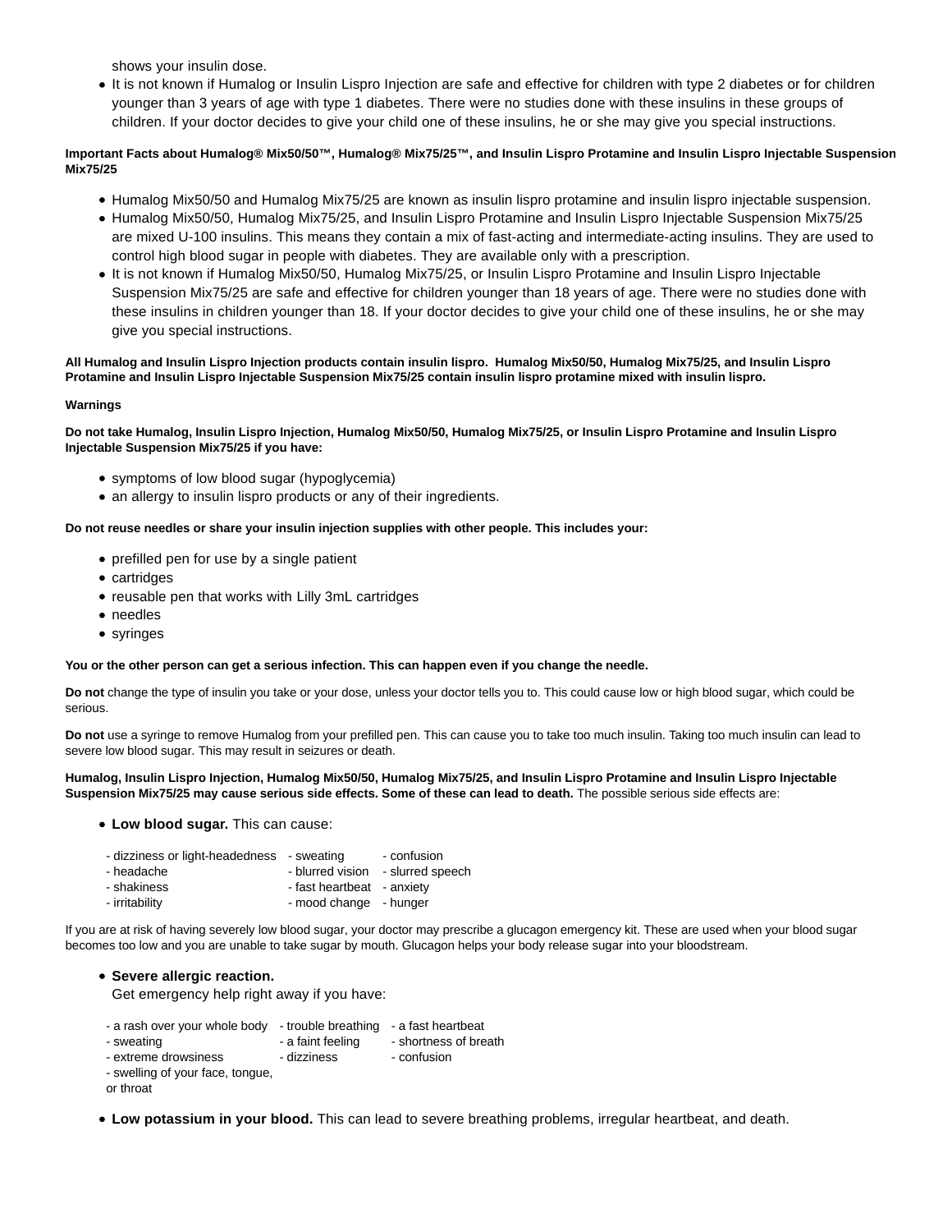shows your insulin dose.

- It is not known if Humalog or Insulin Lispro Injection are safe and effective for children with type 2 diabetes or for children younger than 3 years of age with type 1 diabetes. There were no studies done with these insulins in these groups of children. If your doctor decides to give your child one of these insulins, he or she may give you special instructions.

**Important Facts about Humalog® Mix50/50™, Humalog® Mix75/25™, and Insulin Lispro Protamine and Insulin Lispro Injectable Suspension Mix75/25**

- Humalog Mix50/50 and Humalog Mix75/25 are known as insulin lispro protamine and insulin lispro injectable suspension.
- Humalog Mix50/50, Humalog Mix75/25, and Insulin Lispro Protamine and Insulin Lispro Injectable Suspension Mix75/25 are mixed U-100 insulins. This means they contain a mix of fast-acting and intermediate-acting insulins. They are used to control high blood sugar in people with diabetes. They are available only with a prescription.
- It is not known if Humalog Mix50/50, Humalog Mix75/25, or Insulin Lispro Protamine and Insulin Lispro Injectable Suspension Mix75/25 are safe and effective for children younger than 18 years of age. There were no studies done with these insulins in children younger than 18. If your doctor decides to give your child one of these insulins, he or she may give you special instructions.

**All Humalog and Insulin Lispro Injection products contain insulin lispro. Humalog Mix50/50, Humalog Mix75/25, and Insulin Lispro Protamine and Insulin Lispro Injectable Suspension Mix75/25 contain insulin lispro protamine mixed with insulin lispro.**

**Warnings**

**Do not take Humalog, Insulin Lispro Injection, Humalog Mix50/50, Humalog Mix75/25, or Insulin Lispro Protamine and Insulin Lispro Injectable Suspension Mix75/25 if you have:**

- symptoms of low blood sugar (hypoglycemia)
- an allergy to insulin lispro products or any of their ingredients.

**Do not reuse needles or share your insulin injection supplies with other people. This includes your:**

- prefilled pen for use by a single patient
- cartridges
- reusable pen that works with Lilly 3mL cartridges
- needles
- syringes

**You or the other person can get a serious infection. This can happen even if you change the needle.**

**Do not** change the type of insulin you take or your dose, unless your doctor tells you to. This could cause low or high blood sugar, which could be serious.

**Do not** use a syringe to remove Humalog from your prefilled pen. This can cause you to take too much insulin. Taking too much insulin can lead to severe low blood sugar. This may result in seizures or death.

**Humalog, Insulin Lispro Injection, Humalog Mix50/50, Humalog Mix75/25, and Insulin Lispro Protamine and Insulin Lispro Injectable Suspension Mix75/25 may cause serious side effects. Some of these can lead to death.** The possible serious side effects are:

- **Low blood sugar.** This can cause:

  - dizziness or light-headedness
  - headache
  - shakiness
  - irritability
  - sweating
  - blurred vision
  - fast heartbeat
  - mood change
  - confusion
  - slurred speech
  - anxiety
  - hunger

If you are at risk of having severely low blood sugar, your doctor may prescribe a glucagon emergency kit. These are used when your blood sugar becomes too low and you are unable to take sugar by mouth. Glucagon helps your body release sugar into your bloodstream.

- **Severe allergic reaction.**
  Get emergency help right away if you have:

  - a rash over your whole body
  - sweating
  - extreme drowsiness
  - swelling of your face, tongue, or throat
  - trouble breathing
  - a faint feeling
  - dizziness
  - a fast heartbeat
  - shortness of breath
  - confusion

- **Low potassium in your blood.** This can lead to severe breathing problems, irregular heartbeat, and death.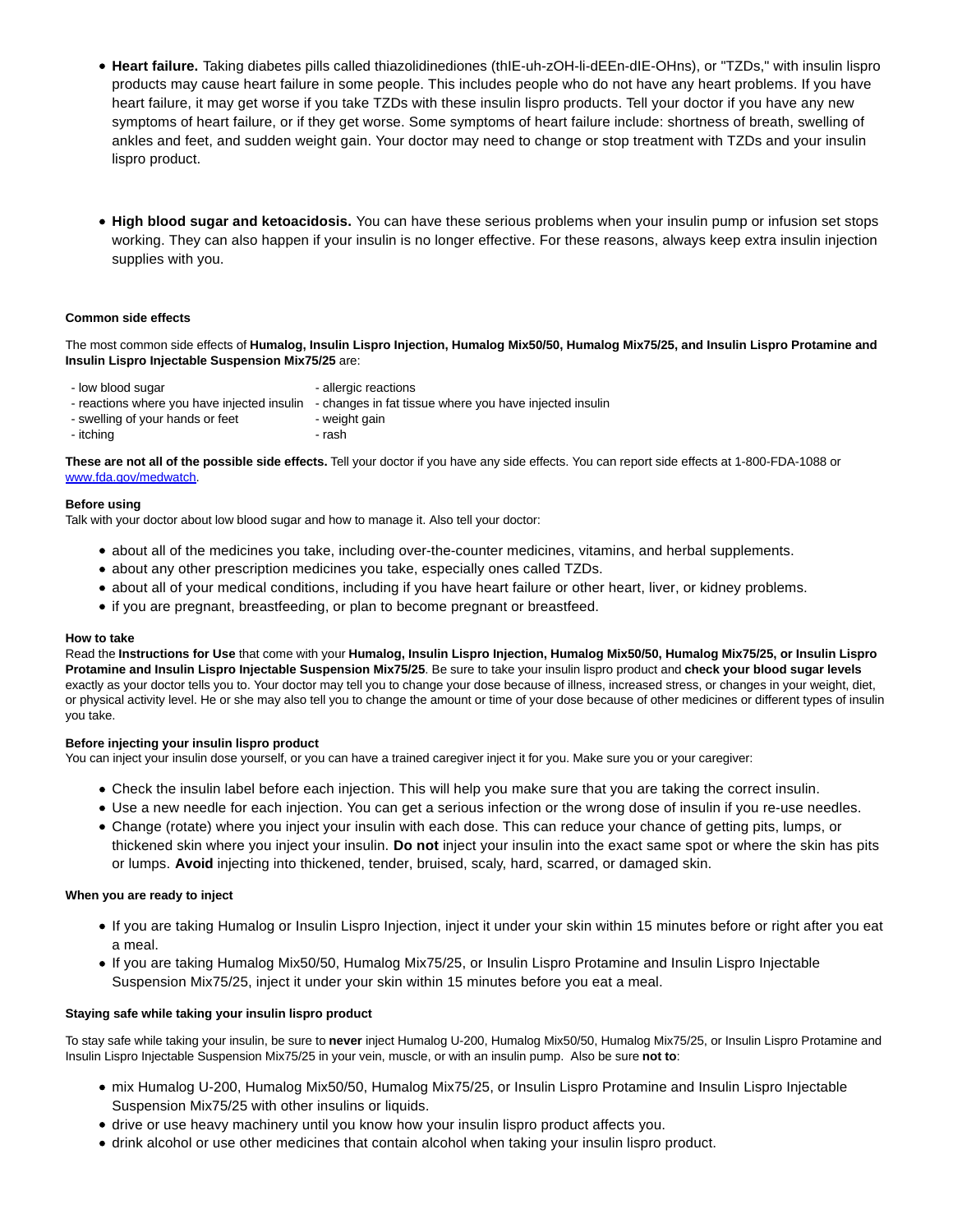- **Heart failure.** Taking diabetes pills called thiazolidinediones (thIE-uh-zOH-li-dEEn-dIE-OHns), or "TZDs," with insulin lispro products may cause heart failure in some people. This includes people who do not have any heart problems. If you have heart failure, it may get worse if you take TZDs with these insulin lispro products. Tell your doctor if you have any new symptoms of heart failure, or if they get worse. Some symptoms of heart failure include: shortness of breath, swelling of ankles and feet, and sudden weight gain. Your doctor may need to change or stop treatment with TZDs and your insulin lispro product.

- **High blood sugar and ketoacidosis.** You can have these serious problems when your insulin pump or infusion set stops working. They can also happen if your insulin is no longer effective. For these reasons, always keep extra insulin injection supplies with you.

**Common side effects**

The most common side effects of **Humalog, Insulin Lispro Injection, Humalog Mix50/50, Humalog Mix75/25, and Insulin Lispro Protamine and Insulin Lispro Injectable Suspension Mix75/25** are:

| | |
|---|---|
| - low blood sugar | - allergic reactions |
| - reactions where you have injected insulin | - changes in fat tissue where you have injected insulin |
| - swelling of your hands or feet | - weight gain |
| - itching | - rash |

**These are not all of the possible side effects.** Tell your doctor if you have any side effects. You can report side effects at 1-800-FDA-1088 or www.fda.gov/medwatch.

**Before using**

Talk with your doctor about low blood sugar and how to manage it. Also tell your doctor:

- about all of the medicines you take, including over-the-counter medicines, vitamins, and herbal supplements.
- about any other prescription medicines you take, especially ones called TZDs.
- about all of your medical conditions, including if you have heart failure or other heart, liver, or kidney problems.
- if you are pregnant, breastfeeding, or plan to become pregnant or breastfeed.

**How to take**

Read the **Instructions for Use** that come with your **Humalog, Insulin Lispro Injection, Humalog Mix50/50, Humalog Mix75/25, or Insulin Lispro Protamine and Insulin Lispro Injectable Suspension Mix75/25**. Be sure to take your insulin lispro product and **check your blood sugar levels** exactly as your doctor tells you to. Your doctor may tell you to change your dose because of illness, increased stress, or changes in your weight, diet, or physical activity level. He or she may also tell you to change the amount or time of your dose because of other medicines or different types of insulin you take.

**Before injecting your insulin lispro product**

You can inject your insulin dose yourself, or you can have a trained caregiver inject it for you. Make sure you or your caregiver:

- Check the insulin label before each injection. This will help you make sure that you are taking the correct insulin.
- Use a new needle for each injection. You can get a serious infection or the wrong dose of insulin if you re-use needles.
- Change (rotate) where you inject your insulin with each dose. This can reduce your chance of getting pits, lumps, or thickened skin where you inject your insulin. **Do not** inject your insulin into the exact same spot or where the skin has pits or lumps. **Avoid** injecting into thickened, tender, bruised, scaly, hard, scarred, or damaged skin.

**When you are ready to inject**

- If you are taking Humalog or Insulin Lispro Injection, inject it under your skin within 15 minutes before or right after you eat a meal.
- If you are taking Humalog Mix50/50, Humalog Mix75/25, or Insulin Lispro Protamine and Insulin Lispro Injectable Suspension Mix75/25, inject it under your skin within 15 minutes before you eat a meal.

**Staying safe while taking your insulin lispro product**

To stay safe while taking your insulin, be sure to **never** inject Humalog U-200, Humalog Mix50/50, Humalog Mix75/25, or Insulin Lispro Protamine and Insulin Lispro Injectable Suspension Mix75/25 in your vein, muscle, or with an insulin pump. Also be sure **not to**:

- mix Humalog U-200, Humalog Mix50/50, Humalog Mix75/25, or Insulin Lispro Protamine and Insulin Lispro Injectable Suspension Mix75/25 with other insulins or liquids.
- drive or use heavy machinery until you know how your insulin lispro product affects you.
- drink alcohol or use other medicines that contain alcohol when taking your insulin lispro product.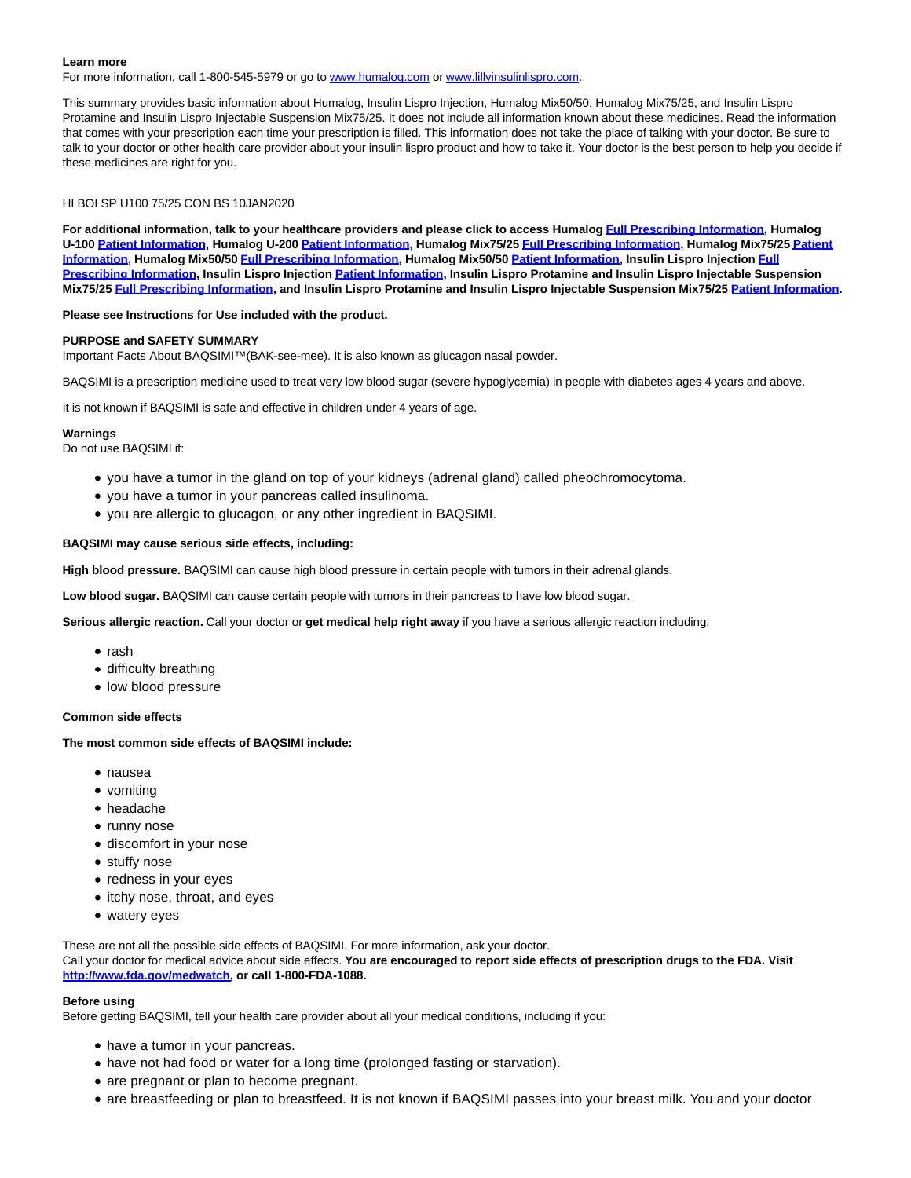**Learn more**
For more information, call 1-800-545-5979 or go to [www.humalog.com](www.humalog.com) or [www.lillyinsulinlispro.com](www.lillyinsulinlispro.com).

This summary provides basic information about Humalog, Insulin Lispro Injection, Humalog Mix50/50, Humalog Mix75/25, and Insulin Lispro Protamine and Insulin Lispro Injectable Suspension Mix75/25. It does not include all information known about these medicines. Read the information that comes with your prescription each time your prescription is filled. This information does not take the place of talking with your doctor. Be sure to talk to your doctor or other health care provider about your insulin lispro product and how to take it. Your doctor is the best person to help you decide if these medicines are right for you.

HI BOI SP U100 75/25 CON BS 10JAN2020

**For additional information, talk to your healthcare providers and please click to access Humalog Full Prescribing Information, Humalog U-100 Patient Information, Humalog U-200 Patient Information, Humalog Mix75/25 Full Prescribing Information, Humalog Mix75/25 Patient Information, Humalog Mix50/50 Full Prescribing Information, Humalog Mix50/50 Patient Information, Insulin Lispro Injection Full Prescribing Information, Insulin Lispro Injection Patient Information, Insulin Lispro Protamine and Insulin Lispro Injectable Suspension Mix75/25 Full Prescribing Information, and Insulin Lispro Protamine and Insulin Lispro Injectable Suspension Mix75/25 Patient Information.**

**Please see Instructions for Use included with the product.**

**PURPOSE and SAFETY SUMMARY**
Important Facts About BAQSIMI™(BAK-see-mee). It is also known as glucagon nasal powder.

BAQSIMI is a prescription medicine used to treat very low blood sugar (severe hypoglycemia) in people with diabetes ages 4 years and above.

It is not known if BAQSIMI is safe and effective in children under 4 years of age.

**Warnings**
Do not use BAQSIMI if:

- you have a tumor in the gland on top of your kidneys (adrenal gland) called pheochromocytoma.
- you have a tumor in your pancreas called insulinoma.
- you are allergic to glucagon, or any other ingredient in BAQSIMI.

**BAQSIMI may cause serious side effects, including:**

**High blood pressure.** BAQSIMI can cause high blood pressure in certain people with tumors in their adrenal glands.

**Low blood sugar.** BAQSIMI can cause certain people with tumors in their pancreas to have low blood sugar.

**Serious allergic reaction.** Call your doctor or **get medical help right away** if you have a serious allergic reaction including:

- rash
- difficulty breathing
- low blood pressure

**Common side effects**

**The most common side effects of BAQSIMI include:**

- nausea
- vomiting
- headache
- runny nose
- discomfort in your nose
- stuffy nose
- redness in your eyes
- itchy nose, throat, and eyes
- watery eyes

These are not all the possible side effects of BAQSIMI. For more information, ask your doctor.
Call your doctor for medical advice about side effects. **You are encouraged to report side effects of prescription drugs to the FDA. Visit [http://www.fda.gov/medwatch](http://www.fda.gov/medwatch), or call 1-800-FDA-1088.**

**Before using**
Before getting BAQSIMI, tell your health care provider about all your medical conditions, including if you:

- have a tumor in your pancreas.
- have not had food or water for a long time (prolonged fasting or starvation).
- are pregnant or plan to become pregnant.
- are breastfeeding or plan to breastfeed. It is not known if BAQSIMI passes into your breast milk. You and your doctor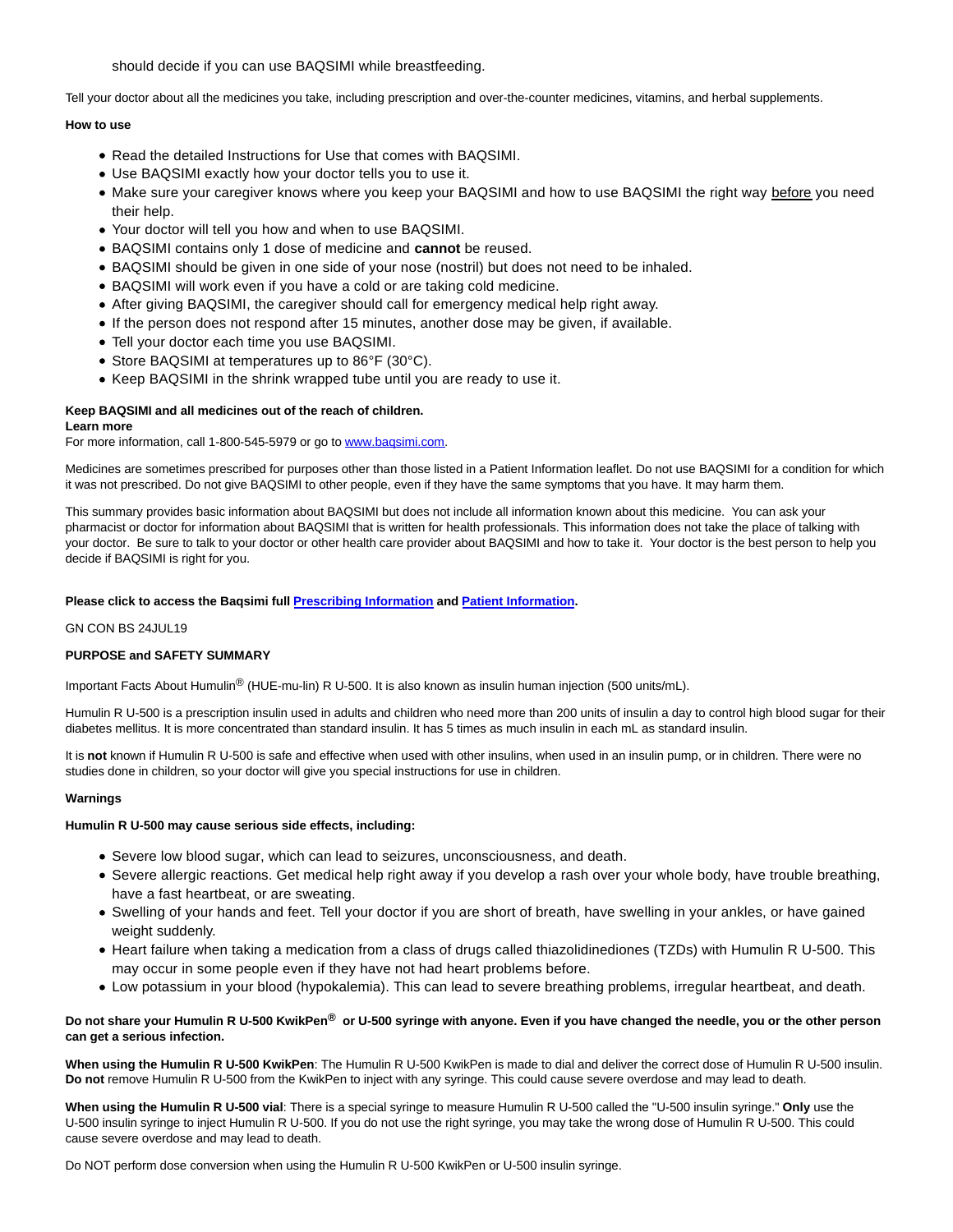should decide if you can use BAQSIMI while breastfeeding.

Tell your doctor about all the medicines you take, including prescription and over-the-counter medicines, vitamins, and herbal supplements.

**How to use**

- Read the detailed Instructions for Use that comes with BAQSIMI.
- Use BAQSIMI exactly how your doctor tells you to use it.
- Make sure your caregiver knows where you keep your BAQSIMI and how to use BAQSIMI the right way before you need their help.
- Your doctor will tell you how and when to use BAQSIMI.
- BAQSIMI contains only 1 dose of medicine and **cannot** be reused.
- BAQSIMI should be given in one side of your nose (nostril) but does not need to be inhaled.
- BAQSIMI will work even if you have a cold or are taking cold medicine.
- After giving BAQSIMI, the caregiver should call for emergency medical help right away.
- If the person does not respond after 15 minutes, another dose may be given, if available.
- Tell your doctor each time you use BAQSIMI.
- Store BAQSIMI at temperatures up to 86°F (30°C).
- Keep BAQSIMI in the shrink wrapped tube until you are ready to use it.

**Keep BAQSIMI and all medicines out of the reach of children.**
**Learn more**
For more information, call 1-800-545-5979 or go to www.baqsimi.com.

Medicines are sometimes prescribed for purposes other than those listed in a Patient Information leaflet. Do not use BAQSIMI for a condition for which it was not prescribed. Do not give BAQSIMI to other people, even if they have the same symptoms that you have. It may harm them.

This summary provides basic information about BAQSIMI but does not include all information known about this medicine. You can ask your pharmacist or doctor for information about BAQSIMI that is written for health professionals. This information does not take the place of talking with your doctor. Be sure to talk to your doctor or other health care provider about BAQSIMI and how to take it. Your doctor is the best person to help you decide if BAQSIMI is right for you.

**Please click to access the Baqsimi full Prescribing Information and Patient Information.**

GN CON BS 24JUL19

**PURPOSE and SAFETY SUMMARY**

Important Facts About Humulin® (HUE-mu-lin) R U-500. It is also known as insulin human injection (500 units/mL).

Humulin R U-500 is a prescription insulin used in adults and children who need more than 200 units of insulin a day to control high blood sugar for their diabetes mellitus. It is more concentrated than standard insulin. It has 5 times as much insulin in each mL as standard insulin.

It is **not** known if Humulin R U-500 is safe and effective when used with other insulins, when used in an insulin pump, or in children. There were no studies done in children, so your doctor will give you special instructions for use in children.

**Warnings**

**Humulin R U-500 may cause serious side effects, including:**

- Severe low blood sugar, which can lead to seizures, unconsciousness, and death.
- Severe allergic reactions. Get medical help right away if you develop a rash over your whole body, have trouble breathing, have a fast heartbeat, or are sweating.
- Swelling of your hands and feet. Tell your doctor if you are short of breath, have swelling in your ankles, or have gained weight suddenly.
- Heart failure when taking a medication from a class of drugs called thiazolidinediones (TZDs) with Humulin R U-500. This may occur in some people even if they have not had heart problems before.
- Low potassium in your blood (hypokalemia). This can lead to severe breathing problems, irregular heartbeat, and death.

**Do not share your Humulin R U-500 KwikPen® or U-500 syringe with anyone. Even if you have changed the needle, you or the other person can get a serious infection.**

**When using the Humulin R U-500 KwikPen**: The Humulin R U-500 KwikPen is made to dial and deliver the correct dose of Humulin R U-500 insulin. **Do not** remove Humulin R U-500 from the KwikPen to inject with any syringe. This could cause severe overdose and may lead to death.

**When using the Humulin R U-500 vial**: There is a special syringe to measure Humulin R U-500 called the "U-500 insulin syringe." **Only** use the U-500 insulin syringe to inject Humulin R U-500. If you do not use the right syringe, you may take the wrong dose of Humulin R U-500. This could cause severe overdose and may lead to death.

Do NOT perform dose conversion when using the Humulin R U-500 KwikPen or U-500 insulin syringe.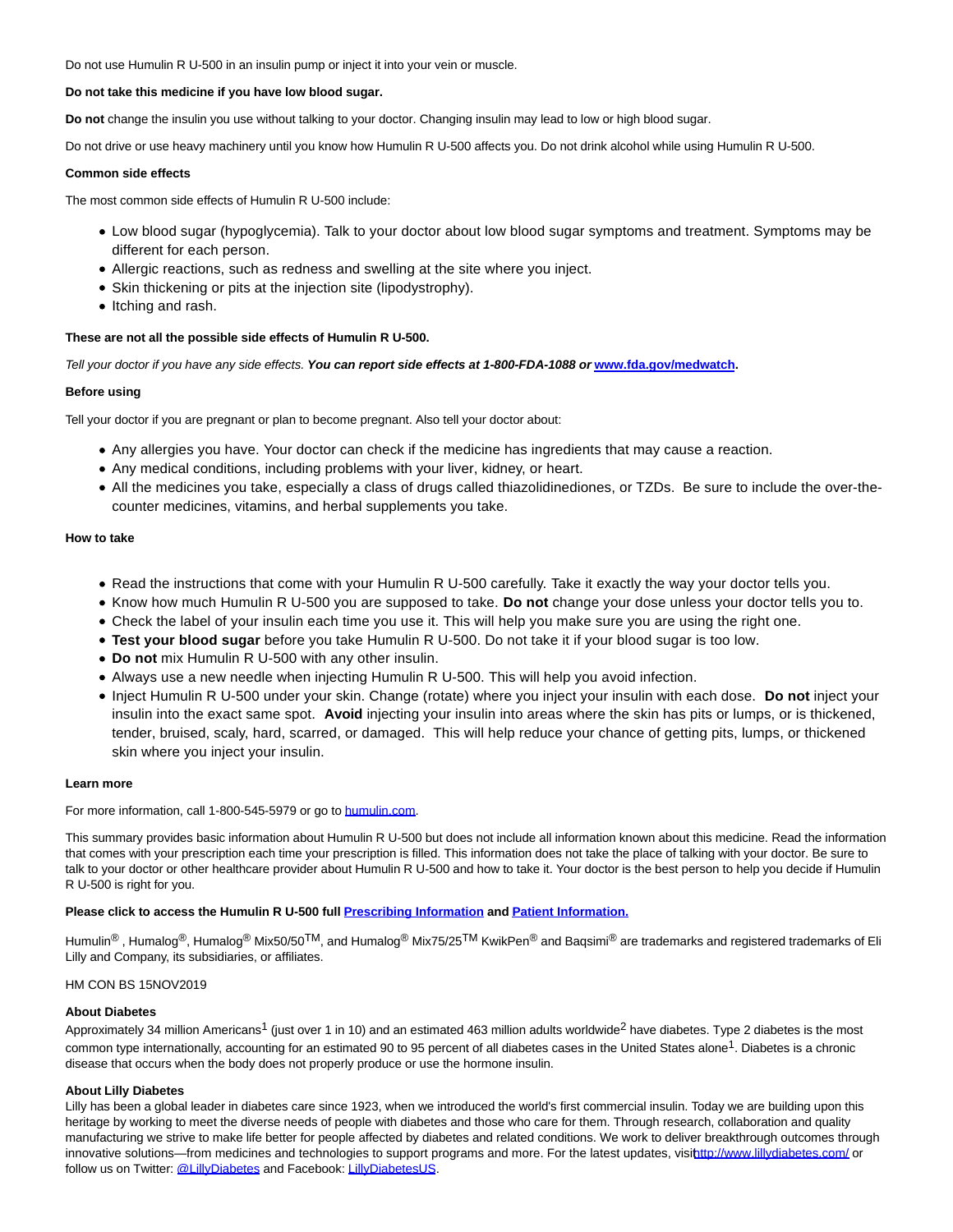Do not use Humulin R U-500 in an insulin pump or inject it into your vein or muscle.

**Do not take this medicine if you have low blood sugar.**

**Do not** change the insulin you use without talking to your doctor. Changing insulin may lead to low or high blood sugar.

Do not drive or use heavy machinery until you know how Humulin R U-500 affects you. Do not drink alcohol while using Humulin R U-500.

**Common side effects**

The most common side effects of Humulin R U-500 include:

- Low blood sugar (hypoglycemia). Talk to your doctor about low blood sugar symptoms and treatment. Symptoms may be different for each person.
- Allergic reactions, such as redness and swelling at the site where you inject.
- Skin thickening or pits at the injection site (lipodystrophy).
- Itching and rash.

**These are not all the possible side effects of Humulin R U-500.**

*Tell your doctor if you have any side effects.* ***You can report side effects at 1-800-FDA-1088 or*** **[www.fda.gov/medwatch](www.fda.gov/medwatch).**

**Before using**

Tell your doctor if you are pregnant or plan to become pregnant. Also tell your doctor about:

- Any allergies you have. Your doctor can check if the medicine has ingredients that may cause a reaction.
- Any medical conditions, including problems with your liver, kidney, or heart.
- All the medicines you take, especially a class of drugs called thiazolidinediones, or TZDs. Be sure to include the over-the-counter medicines, vitamins, and herbal supplements you take.

**How to take**

- Read the instructions that come with your Humulin R U-500 carefully. Take it exactly the way your doctor tells you.
- Know how much Humulin R U-500 you are supposed to take. **Do not** change your dose unless your doctor tells you to.
- Check the label of your insulin each time you use it. This will help you make sure you are using the right one.
- **Test your blood sugar** before you take Humulin R U-500. Do not take it if your blood sugar is too low.
- **Do not** mix Humulin R U-500 with any other insulin.
- Always use a new needle when injecting Humulin R U-500. This will help you avoid infection.
- Inject Humulin R U-500 under your skin. Change (rotate) where you inject your insulin with each dose. **Do not** inject your insulin into the exact same spot. **Avoid** injecting your insulin into areas where the skin has pits or lumps, or is thickened, tender, bruised, scaly, hard, scarred, or damaged. This will help reduce your chance of getting pits, lumps, or thickened skin where you inject your insulin.

**Learn more**

For more information, call 1-800-545-5979 or go to humulin.com.

This summary provides basic information about Humulin R U-500 but does not include all information known about this medicine. Read the information that comes with your prescription each time your prescription is filled. This information does not take the place of talking with your doctor. Be sure to talk to your doctor or other healthcare provider about Humulin R U-500 and how to take it. Your doctor is the best person to help you decide if Humulin R U-500 is right for you.

**Please click to access the Humulin R U-500 full Prescribing Information and Patient Information.**

Humulin®, Humalog®, Humalog® Mix50/50™, and Humalog® Mix75/25™ KwikPen® and Baqsimi® are trademarks and registered trademarks of Eli Lilly and Company, its subsidiaries, or affiliates.

HM CON BS 15NOV2019

**About Diabetes**

Approximately 34 million Americans[1] (just over 1 in 10) and an estimated 463 million adults worldwide[2] have diabetes. Type 2 diabetes is the most common type internationally, accounting for an estimated 90 to 95 percent of all diabetes cases in the United States alone[1]. Diabetes is a chronic disease that occurs when the body does not properly produce or use the hormone insulin.

**About Lilly Diabetes**

Lilly has been a global leader in diabetes care since 1923, when we introduced the world's first commercial insulin. Today we are building upon this heritage by working to meet the diverse needs of people with diabetes and those who care for them. Through research, collaboration and quality manufacturing we strive to make life better for people affected by diabetes and related conditions. We work to deliver breakthrough outcomes through innovative solutions—from medicines and technologies to support programs and more. For the latest updates, visit http://www.lillydiabetes.com/ or follow us on Twitter: @LillyDiabetes and Facebook: LillyDiabetesUS.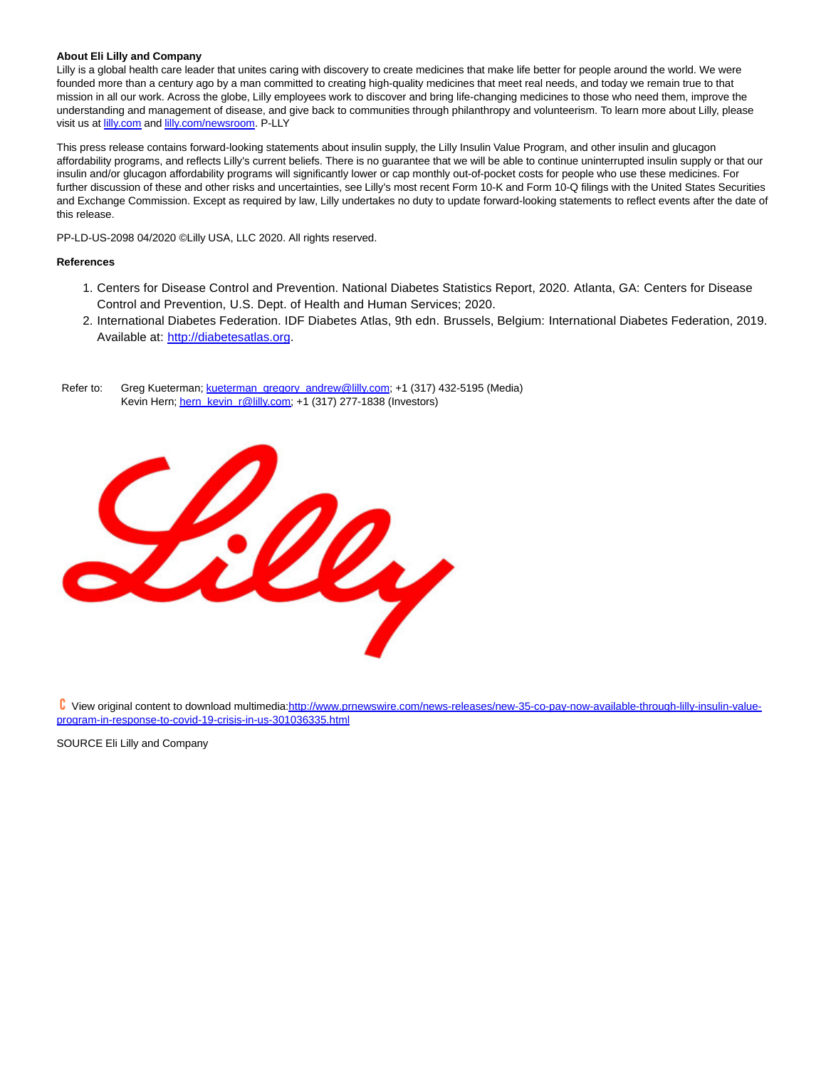**About Eli Lilly and Company**

Lilly is a global health care leader that unites caring with discovery to create medicines that make life better for people around the world. We were founded more than a century ago by a man committed to creating high-quality medicines that meet real needs, and today we remain true to that mission in all our work. Across the globe, Lilly employees work to discover and bring life-changing medicines to those who need them, improve the understanding and management of disease, and give back to communities through philanthropy and volunteerism. To learn more about Lilly, please visit us at lilly.com and lilly.com/newsroom. P-LLY

This press release contains forward-looking statements about insulin supply, the Lilly Insulin Value Program, and other insulin and glucagon affordability programs, and reflects Lilly's current beliefs. There is no guarantee that we will be able to continue uninterrupted insulin supply or that our insulin and/or glucagon affordability programs will significantly lower or cap monthly out-of-pocket costs for people who use these medicines. For further discussion of these and other risks and uncertainties, see Lilly's most recent Form 10-K and Form 10-Q filings with the United States Securities and Exchange Commission. Except as required by law, Lilly undertakes no duty to update forward-looking statements to reflect events after the date of this release.

PP-LD-US-2098 04/2020 ©Lilly USA, LLC 2020. All rights reserved.

**References**

1. Centers for Disease Control and Prevention. National Diabetes Statistics Report, 2020. Atlanta, GA: Centers for Disease Control and Prevention, U.S. Dept. of Health and Human Services; 2020.
2. International Diabetes Federation. IDF Diabetes Atlas, 9th edn. Brussels, Belgium: International Diabetes Federation, 2019. Available at: http://diabetesatlas.org.

Refer to: Greg Kueterman; kueterman_gregory_andrew@lilly.com; +1 (317) 432-5195 (Media)
Kevin Hern; hern_kevin_r@lilly.com; +1 (317) 277-1838 (Investors)

View original content to download multimedia:http://www.prnewswire.com/news-releases/new-35-co-pay-now-available-through-lilly-insulin-value-program-in-response-to-covid-19-crisis-in-us-301036335.html

SOURCE Eli Lilly and Company